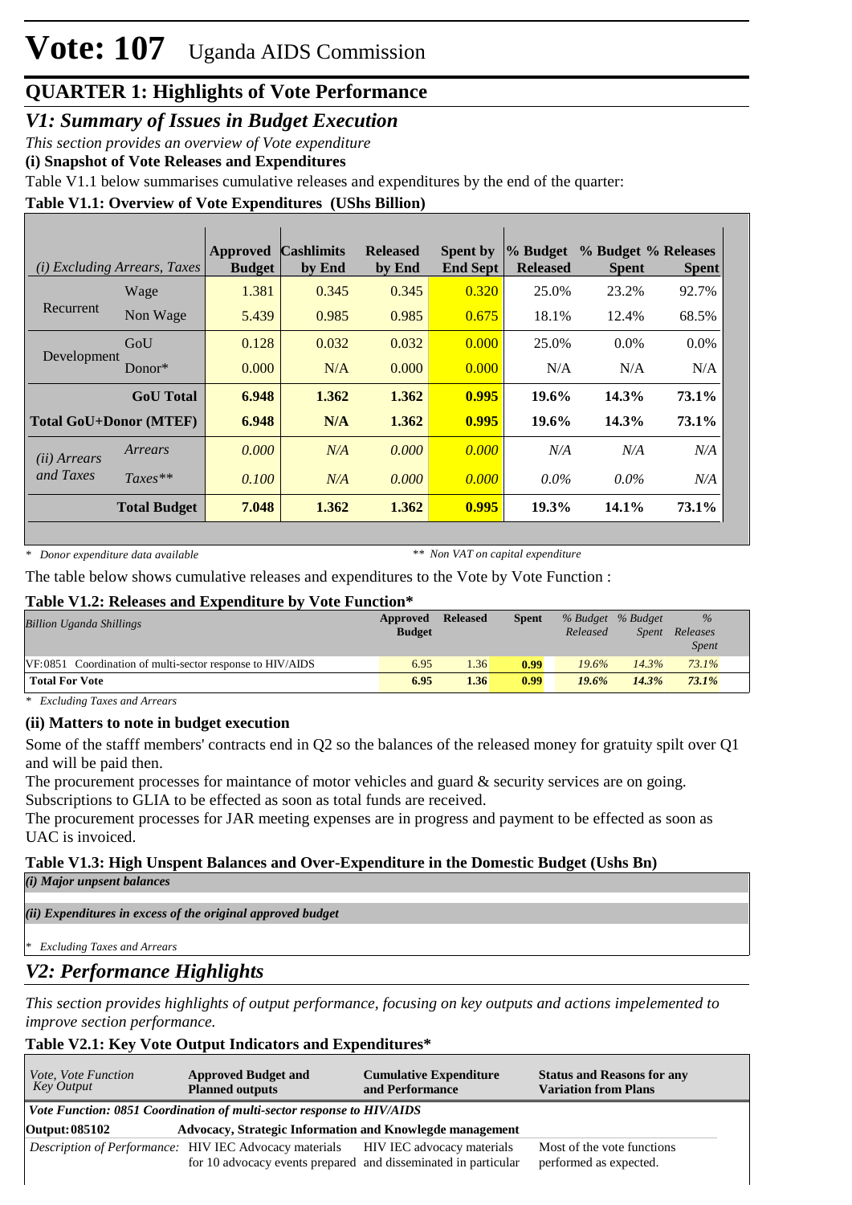# Vote: 107 Uganda AIDS Commission

## QUARTER 1: Highlights of Vote Performance

## *V1: Summary of Issues in Budget Execution*

*This section provides an overview of Vote expenditure*

**(i) Snapshot of Vote Releases and Expenditures**

Table V1.1 below summarises cumulative releases and expenditures by the end of the quarter:

**Table V1.1: Overview of Vote Expenditures (UShs Billion)**

| *(i) Excluding Arrears, Taxes* | | Approved Budget | Cashlimits by End | Released by End | Spent by End Sept | % Budget Released | % Budget Spent | % Releases Spent |
|---|---|---|---|---|---|---|---|---|
| Recurrent | Wage | 1.381 | 0.345 | 0.345 | 0.320 | 25.0% | 23.2% | 92.7% |
| | Non Wage | 5.439 | 0.985 | 0.985 | 0.675 | 18.1% | 12.4% | 68.5% |
| Development | GoU | 0.128 | 0.032 | 0.032 | 0.000 | 25.0% | 0.0% | 0.0% |
| | Donor* | 0.000 | N/A | 0.000 | 0.000 | N/A | N/A | N/A |
| | **GoU Total** | **6.948** | **1.362** | **1.362** | **0.995** | **19.6%** | **14.3%** | **73.1%** |
| **Total GoU+Donor (MTEF)** | | **6.948** | **N/A** | **1.362** | **0.995** | **19.6%** | **14.3%** | **73.1%** |
| *(ii) Arrears and Taxes* | *Arrears* | *0.000* | *N/A* | *0.000* | *0.000* | *N/A* | *N/A* | *N/A* |
| | *Taxes*** | *0.100* | *N/A* | *0.000* | *0.000* | *0.0%* | *0.0%* | *N/A* |
| | **Total Budget** | **7.048** | **1.362** | **1.362** | **0.995** | **19.3%** | **14.1%** | **73.1%** |

*\* Donor expenditure data available* &nbsp;&nbsp;&nbsp;&nbsp; *\*\* Non VAT on capital expenditure*

The table below shows cumulative releases and expenditures to the Vote by Vote Function :

**Table V1.2: Releases and Expenditure by Vote Function***

| *Billion Uganda Shillings* | Approved Budget | Released | Spent | *% Budget Released* | *% Budget Spent* | *% Releases Spent* |
|---|---|---|---|---|---|---|
| VF:0851 Coordination of multi-sector response to HIV/AIDS | 6.95 | 1.36 | 0.99 | 19.6% | 14.3% | 73.1% |
| **Total For Vote** | **6.95** | **1.36** | **0.99** | ***19.6%*** | ***14.3%*** | ***73.1%*** |

*\* Excluding Taxes and Arrears*

### (ii) Matters to note in budget execution

Some of the stafff members' contracts end in Q2 so the balances of the released money for gratuity spilt over Q1 and will be paid then.

The procurement processes for maintance of motor vehicles and guard & security services are on going. Subscriptions to GLIA to be effected as soon as total funds are received.

The procurement processes for JAR meeting expenses are in progress and payment to be effected as soon as UAC is invoiced.

**Table V1.3: High Unspent Balances and Over-Expenditure in the Domestic Budget (Ushs Bn)**

***(i) Major unpsent balances***

***(ii) Expenditures in excess of the original approved budget***

*\* Excluding Taxes and Arrears*

## *V2: Performance Highlights*

*This section provides highlights of output performance, focusing on key outputs and actions impelemented to improve section performance.*

**Table V2.1: Key Vote Output Indicators and Expenditures***

| *Vote, Vote Function Key Output* | **Approved Budget and Planned outputs** | **Cumulative Expenditure and Performance** | **Status and Reasons for any Variation from Plans** |
|---|---|---|---|
| ***Vote Function: 0851 Coordination of multi-sector response to HIV/AIDS*** | | | |
| **Output: 085102** | **Advocacy, Strategic Information and Knowlegde management** | | |
| *Description of Performance:* | HIV IEC Advocacy materials for 10 advocacy events prepared | HIV IEC advocacy materials and disseminated in particular | Most of the vote functions performed as expected. |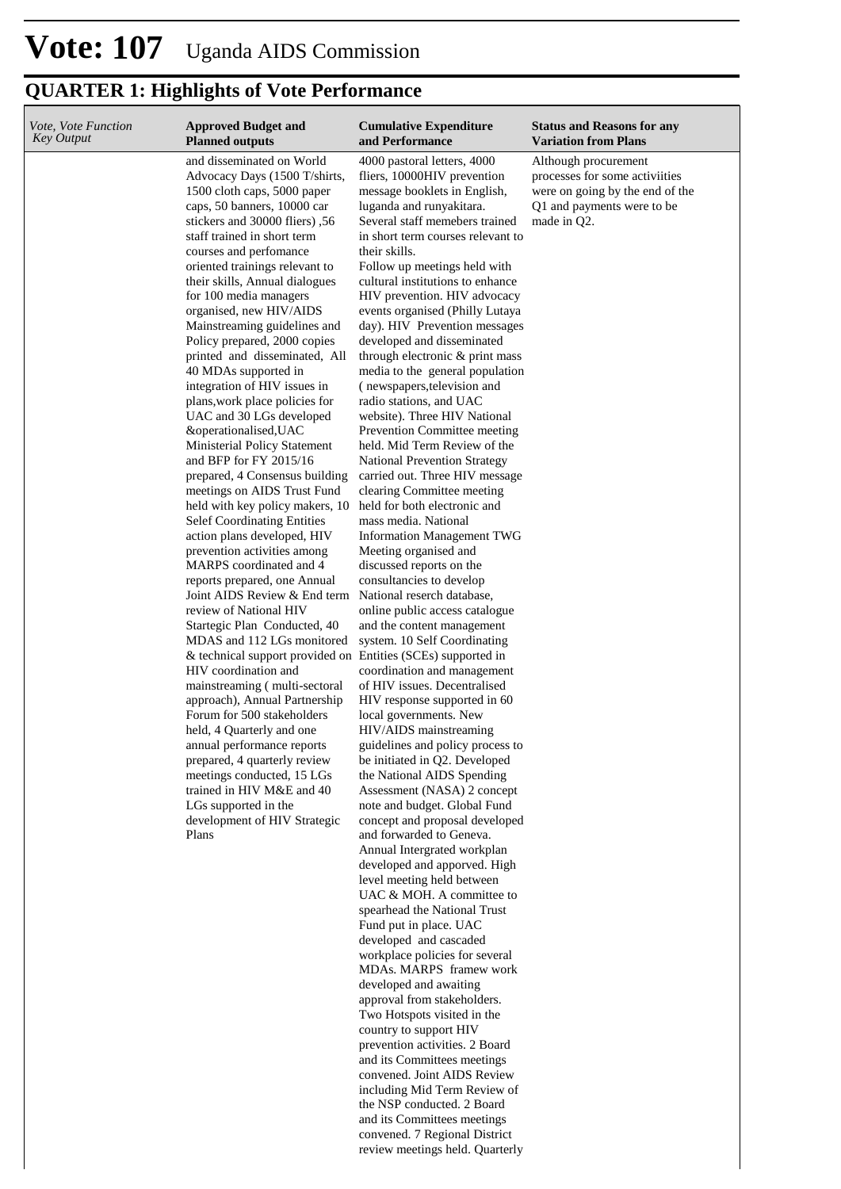# Vote: 107 Uganda AIDS Commission

## QUARTER 1: Highlights of Vote Performance

| *Vote, Vote Function Key Output* | **Approved Budget and Planned outputs** | **Cumulative Expenditure and Performance** | **Status and Reasons for any Variation from Plans** |
|---|---|---|---|
| | and disseminated on World Advocacy Days (1500 T/shirts, 1500 cloth caps, 5000 paper caps, 50 banners, 10000 car stickers and 30000 fliers) ,56 staff trained in short term courses and perfomance oriented trainings relevant to their skills, Annual dialogues for 100 media managers organised, new HIV/AIDS Mainstreaming guidelines and Policy prepared, 2000 copies printed and disseminated, All 40 MDAs supported in integration of HIV issues in plans,work place policies for UAC and 30 LGs developed &operationalised,UAC Ministerial Policy Statement and BFP for FY 2015/16 prepared, 4 Consensus building meetings on AIDS Trust Fund held with key policy makers, 10 Selef Coordinating Entities action plans developed, HIV prevention activities among MARPS coordinated and 4 reports prepared, one Annual Joint AIDS Review & End term review of National HIV Startegic Plan Conducted, 40 MDAS and 112 LGs monitored & technical support provided on HIV coordination and mainstreaming ( multi-sectoral approach), Annual Partnership Forum for 500 stakeholders held, 4 Quarterly and one annual performance reports prepared, 4 quarterly review meetings conducted, 15 LGs trained in HIV M&E and 40 LGs supported in the development of HIV Strategic Plans | 4000 pastoral letters, 4000 fliers, 10000HIV prevention message booklets in English, luganda and runyakitara. Several staff memebers trained in short term courses relevant to their skills. Follow up meetings held with cultural institutions to enhance HIV prevention. HIV advocacy events organised (Philly Lutaya day). HIV Prevention messages developed and disseminated through electronic & print mass media to the general population ( newspapers,television and radio stations, and UAC website). Three HIV National Prevention Committee meeting held. Mid Term Review of the National Prevention Strategy carried out. Three HIV message clearing Committee meeting held for both electronic and mass media. National Information Management TWG Meeting organised and discussed reports on the consultancies to develop National reserch database, online public access catalogue and the content management system. 10 Self Coordinating Entities (SCEs) supported in coordination and management of HIV issues. Decentralised HIV response supported in 60 local governments. New HIV/AIDS mainstreaming guidelines and policy process to be initiated in Q2. Developed the National AIDS Spending Assessment (NASA) 2 concept note and budget. Global Fund concept and proposal developed and forwarded to Geneva. Annual Intergrated workplan developed and apporved. High level meeting held between UAC & MOH. A committee to spearhead the National Trust Fund put in place. UAC developed and cascaded workplace policies for several MDAs. MARPS framew work developed and awaiting approval from stakeholders. Two Hotspots visited in the country to support HIV prevention activities. 2 Board and its Committees meetings convened. Joint AIDS Review including Mid Term Review of the NSP conducted. 2 Board and its Committees meetings convened. 7 Regional District review meetings held. Quarterly | Although procurement processes for some activiities were on going by the end of the Q1 and payments were to be made in Q2. |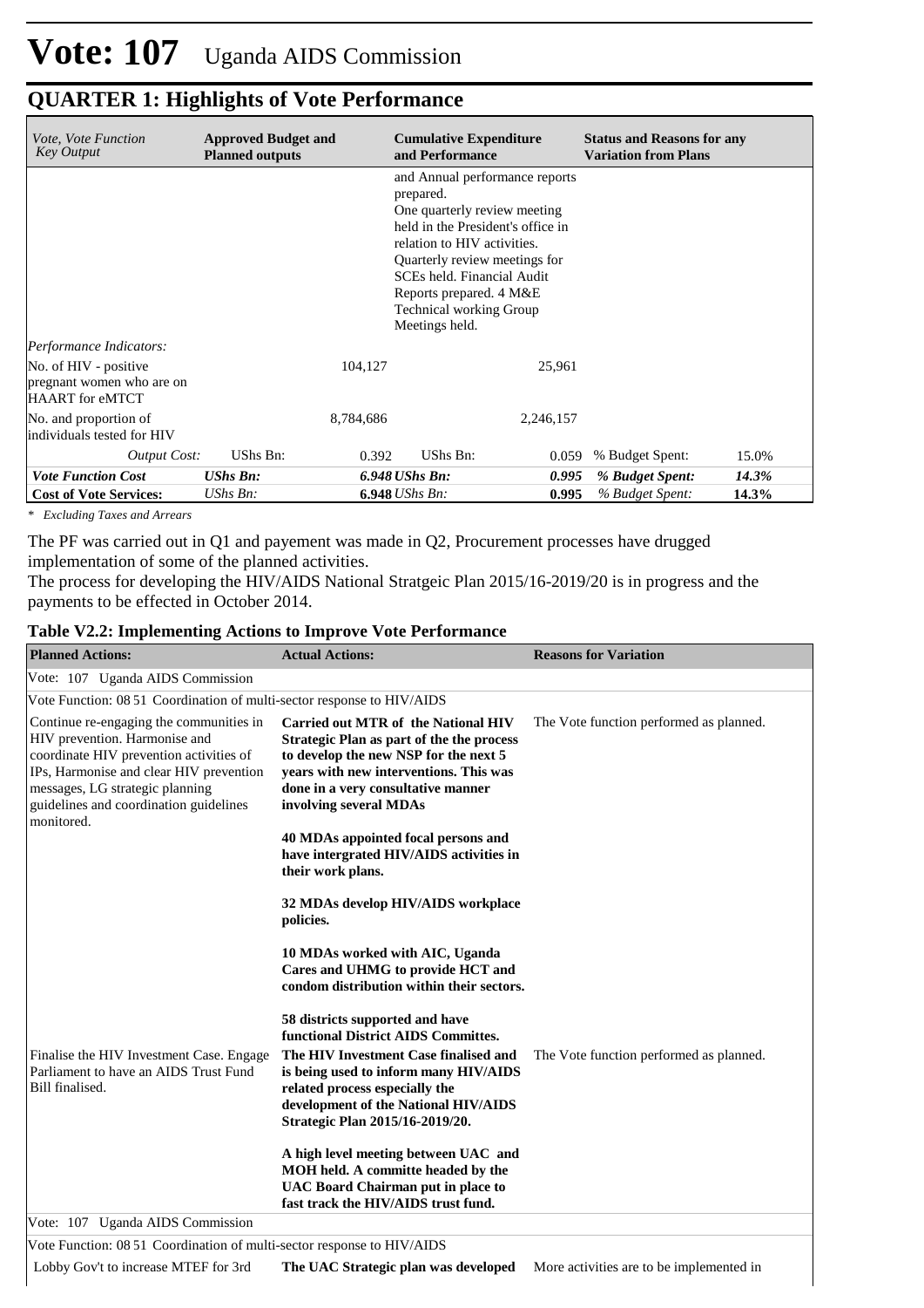# Vote: 107 Uganda AIDS Commission

## QUARTER 1: Highlights of Vote Performance

| *Vote, Vote Function Key Output* | **Approved Budget and Planned outputs** | | **Cumulative Expenditure and Performance** | | **Status and Reasons for any Variation from Plans** | |
|---|---|---|---|---|---|---|
| | | | and Annual performance reports prepared. One quarterly review meeting held in the President's office in relation to HIV activities. Quarterly review meetings for SCEs held. Financial Audit Reports prepared. 4 M&E Technical working Group Meetings held. | | | |
| *Performance Indicators:* | | | | | | |
| No. of HIV - positive pregnant women who are on HAART for eMTCT | | 104,127 | | 25,961 | | |
| No. and proportion of individuals tested for HIV | | 8,784,686 | | 2,246,157 | | |
| *Output Cost:* | UShs Bn: | 0.392 | UShs Bn: | 0.059 | % Budget Spent: | 15.0% |
| ***Vote Function Cost*** | ***UShs Bn:*** | ***6.948*** | ***UShs Bn:*** | ***0.995*** | ***% Budget Spent:*** | ***14.3%*** |
| **Cost of Vote Services:** | *UShs Bn:* | **6.948** | *UShs Bn:* | **0.995** | *% Budget Spent:* | **14.3%** |

*\* Excluding Taxes and Arrears*

The PF was carried out in Q1 and payement was made in Q2, Procurement processes have drugged implementation of some of the planned activities.
The process for developing the HIV/AIDS National Stratgeic Plan 2015/16-2019/20 is in progress and the payments to be effected in October 2014.

### Table V2.2: Implementing Actions to Improve Vote Performance

| **Planned Actions:** | **Actual Actions:** | **Reasons for Variation** |
|---|---|---|
| Vote: 107 Uganda AIDS Commission | | |
| Vote Function: 08 51 Coordination of multi-sector response to HIV/AIDS | | |
| Continue re-engaging the communities in HIV prevention. Harmonise and coordinate HIV prevention activities of IPs, Harmonise and clear HIV prevention messages, LG strategic planning guidelines and coordination guidelines monitored. | **Carried out MTR of the National HIV Strategic Plan as part of the the process to develop the new NSP for the next 5 years with new interventions. This was done in a very consultative manner involving several MDAs**<br><br>**40 MDAs appointed focal persons and have intergrated HIV/AIDS activities in their work plans.**<br><br>**32 MDAs develop HIV/AIDS workplace policies.**<br><br>**10 MDAs worked with AIC, Uganda Cares and UHMG to provide HCT and condom distribution within their sectors.**<br><br>**58 districts supported and have functional District AIDS Committes.** | The Vote function performed as planned. |
| Finalise the HIV Investment Case. Engage Parliament to have an AIDS Trust Fund Bill finalised. | **The HIV Investment Case finalised and is being used to inform many HIV/AIDS related process especially the development of the National HIV/AIDS Strategic Plan 2015/16-2019/20.**<br><br>**A high level meeting between UAC and MOH held. A committe headed by the UAC Board Chairman put in place to fast track the HIV/AIDS trust fund.** | The Vote function performed as planned. |
| Vote: 107 Uganda AIDS Commission | | |
| Vote Function: 08 51 Coordination of multi-sector response to HIV/AIDS | | |
| Lobby Gov't to increase MTEF for 3rd | **The UAC Strategic plan was developed** | More activities are to be implemented in |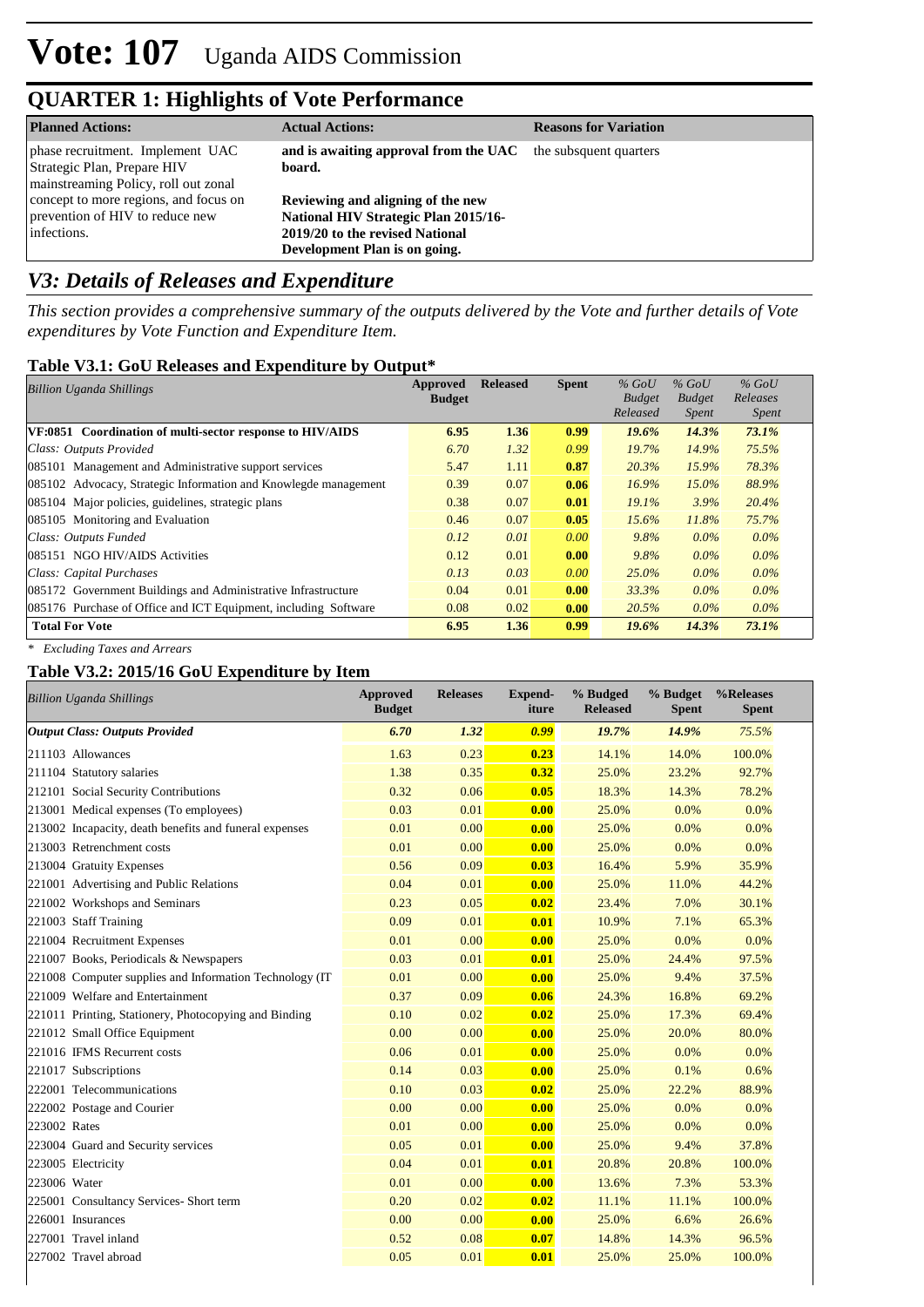# Vote: 107 Uganda AIDS Commission

## QUARTER 1: Highlights of Vote Performance

| Planned Actions: | Actual Actions: | Reasons for Variation |
|---|---|---|
| phase recruitment. Implement UAC Strategic Plan, Prepare HIV mainstreaming Policy, roll out zonal concept to more regions, and focus on prevention of HIV to reduce new infections. | **and is awaiting approval from the UAC board.**<br><br>**Reviewing and aligning of the new National HIV Strategic Plan 2015/16-2019/20 to the revised National Development Plan is on going.** | the subsquent quarters |

## *V3: Details of Releases and Expenditure*

*This section provides a comprehensive summary of the outputs delivered by the Vote and further details of Vote expenditures by Vote Function and Expenditure Item.*

### Table V3.1: GoU Releases and Expenditure by Output*

| *Billion Uganda Shillings* | Approved Budget | Released | Spent | *% GoU Budget Released* | *% GoU Budget Spent* | *% GoU Releases Spent* |
|---|---|---|---|---|---|---|
| **VF:0851 Coordination of multi-sector response to HIV/AIDS** | **6.95** | **1.36** | **0.99** | ***19.6%*** | ***14.3%*** | ***73.1%*** |
| *Class: Outputs Provided* | *6.70* | *1.32* | *0.99* | *19.7%* | *14.9%* | *75.5%* |
| 085101 Management and Administrative support services | 5.47 | 1.11 | **0.87** | *20.3%* | *15.9%* | *78.3%* |
| 085102 Advocacy, Strategic Information and Knowlegde management | 0.39 | 0.07 | **0.06** | *16.9%* | *15.0%* | *88.9%* |
| 085104 Major policies, guidelines, strategic plans | 0.38 | 0.07 | **0.01** | *19.1%* | *3.9%* | *20.4%* |
| 085105 Monitoring and Evaluation | 0.46 | 0.07 | **0.05** | *15.6%* | *11.8%* | *75.7%* |
| *Class: Outputs Funded* | *0.12* | *0.01* | *0.00* | *9.8%* | *0.0%* | *0.0%* |
| 085151 NGO HIV/AIDS Activities | 0.12 | 0.01 | **0.00** | *9.8%* | *0.0%* | *0.0%* |
| *Class: Capital Purchases* | *0.13* | *0.03* | *0.00* | *25.0%* | *0.0%* | *0.0%* |
| 085172 Government Buildings and Administrative Infrastructure | 0.04 | 0.01 | **0.00** | *33.3%* | *0.0%* | *0.0%* |
| 085176 Purchase of Office and ICT Equipment, including Software | 0.08 | 0.02 | **0.00** | *20.5%* | *0.0%* | *0.0%* |
| **Total For Vote** | **6.95** | **1.36** | **0.99** | ***19.6%*** | ***14.3%*** | ***73.1%*** |

*\* Excluding Taxes and Arrears*

### Table V3.2: 2015/16 GoU Expenditure by Item

| *Billion Uganda Shillings* | Approved Budget | Releases | Expend-iture | % Budged Released | % Budget Spent | %Releases Spent |
|---|---|---|---|---|---|---|
| ***Output Class: Outputs Provided*** | ***6.70*** | ***1.32*** | ***0.99*** | ***19.7%*** | ***14.9%*** | *75.5%* |
| 211103 Allowances | 1.63 | 0.23 | **0.23** | 14.1% | 14.0% | 100.0% |
| 211104 Statutory salaries | 1.38 | 0.35 | **0.32** | 25.0% | 23.2% | 92.7% |
| 212101 Social Security Contributions | 0.32 | 0.06 | **0.05** | 18.3% | 14.3% | 78.2% |
| 213001 Medical expenses (To employees) | 0.03 | 0.01 | **0.00** | 25.0% | 0.0% | 0.0% |
| 213002 Incapacity, death benefits and funeral expenses | 0.01 | 0.00 | **0.00** | 25.0% | 0.0% | 0.0% |
| 213003 Retrenchment costs | 0.01 | 0.00 | **0.00** | 25.0% | 0.0% | 0.0% |
| 213004 Gratuity Expenses | 0.56 | 0.09 | **0.03** | 16.4% | 5.9% | 35.9% |
| 221001 Advertising and Public Relations | 0.04 | 0.01 | **0.00** | 25.0% | 11.0% | 44.2% |
| 221002 Workshops and Seminars | 0.23 | 0.05 | **0.02** | 23.4% | 7.0% | 30.1% |
| 221003 Staff Training | 0.09 | 0.01 | **0.01** | 10.9% | 7.1% | 65.3% |
| 221004 Recruitment Expenses | 0.01 | 0.00 | **0.00** | 25.0% | 0.0% | 0.0% |
| 221007 Books, Periodicals & Newspapers | 0.03 | 0.01 | **0.01** | 25.0% | 24.4% | 97.5% |
| 221008 Computer supplies and Information Technology (IT | 0.01 | 0.00 | **0.00** | 25.0% | 9.4% | 37.5% |
| 221009 Welfare and Entertainment | 0.37 | 0.09 | **0.06** | 24.3% | 16.8% | 69.2% |
| 221011 Printing, Stationery, Photocopying and Binding | 0.10 | 0.02 | **0.02** | 25.0% | 17.3% | 69.4% |
| 221012 Small Office Equipment | 0.00 | 0.00 | **0.00** | 25.0% | 20.0% | 80.0% |
| 221016 IFMS Recurrent costs | 0.06 | 0.01 | **0.00** | 25.0% | 0.0% | 0.0% |
| 221017 Subscriptions | 0.14 | 0.03 | **0.00** | 25.0% | 0.1% | 0.6% |
| 222001 Telecommunications | 0.10 | 0.03 | **0.02** | 25.0% | 22.2% | 88.9% |
| 222002 Postage and Courier | 0.00 | 0.00 | **0.00** | 25.0% | 0.0% | 0.0% |
| 223002 Rates | 0.01 | 0.00 | **0.00** | 25.0% | 0.0% | 0.0% |
| 223004 Guard and Security services | 0.05 | 0.01 | **0.00** | 25.0% | 9.4% | 37.8% |
| 223005 Electricity | 0.04 | 0.01 | **0.01** | 20.8% | 20.8% | 100.0% |
| 223006 Water | 0.01 | 0.00 | **0.00** | 13.6% | 7.3% | 53.3% |
| 225001 Consultancy Services- Short term | 0.20 | 0.02 | **0.02** | 11.1% | 11.1% | 100.0% |
| 226001 Insurances | 0.00 | 0.00 | **0.00** | 25.0% | 6.6% | 26.6% |
| 227001 Travel inland | 0.52 | 0.08 | **0.07** | 14.8% | 14.3% | 96.5% |
| 227002 Travel abroad | 0.05 | 0.01 | **0.01** | 25.0% | 25.0% | 100.0% |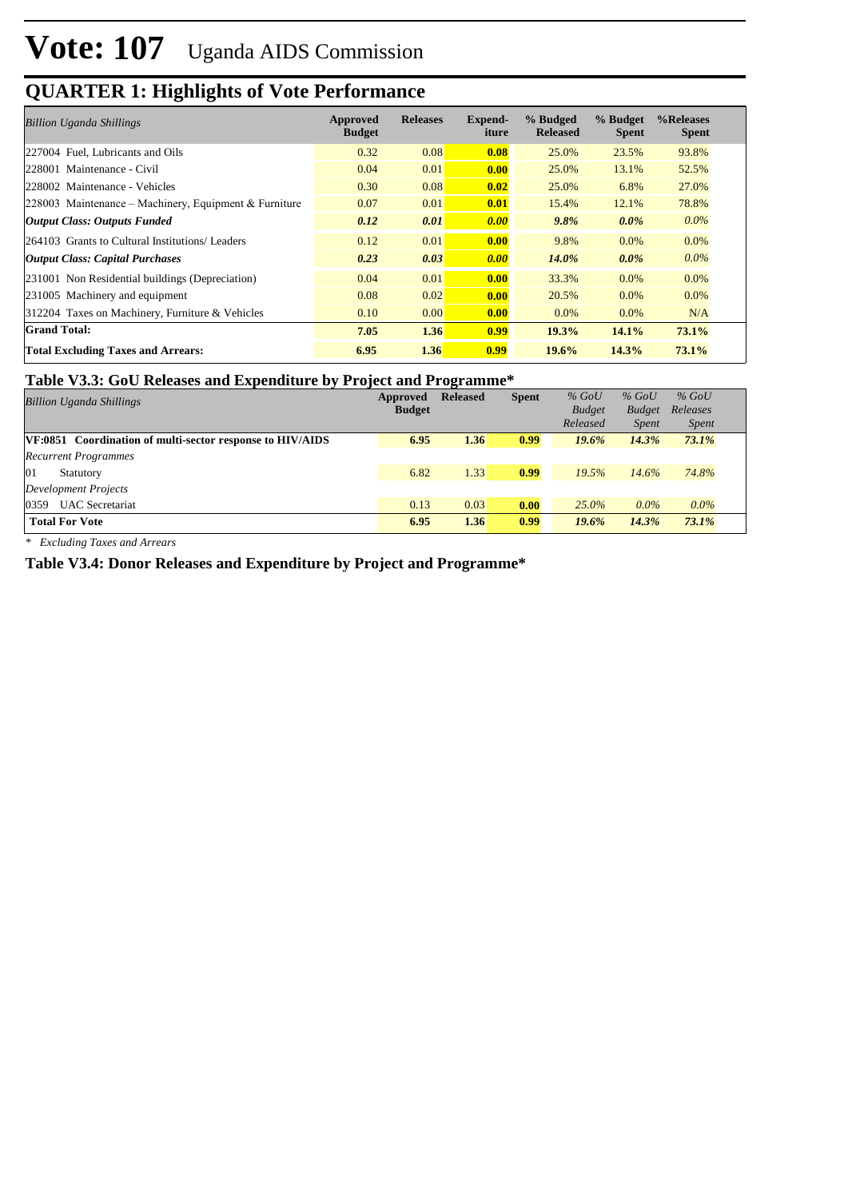# Vote: 107 Uganda AIDS Commission

## QUARTER 1: Highlights of Vote Performance

| *Billion Uganda Shillings* | Approved Budget | Releases | Expend-iture | % Budged Released | % Budget Spent | %Releases Spent |
|---|---|---|---|---|---|---|
| 227004 Fuel, Lubricants and Oils | 0.32 | 0.08 | **0.08** | 25.0% | 23.5% | 93.8% |
| 228001 Maintenance - Civil | 0.04 | 0.01 | **0.00** | 25.0% | 13.1% | 52.5% |
| 228002 Maintenance - Vehicles | 0.30 | 0.08 | **0.02** | 25.0% | 6.8% | 27.0% |
| 228003 Maintenance – Machinery, Equipment & Furniture | 0.07 | 0.01 | **0.01** | 15.4% | 12.1% | 78.8% |
| ***Output Class: Outputs Funded*** | ***0.12*** | ***0.01*** | ***0.00*** | ***9.8%*** | ***0.0%*** | *0.0%* |
| 264103 Grants to Cultural Institutions/ Leaders | 0.12 | 0.01 | **0.00** | 9.8% | 0.0% | 0.0% |
| ***Output Class: Capital Purchases*** | ***0.23*** | ***0.03*** | ***0.00*** | ***14.0%*** | ***0.0%*** | *0.0%* |
| 231001 Non Residential buildings (Depreciation) | 0.04 | 0.01 | **0.00** | 33.3% | 0.0% | 0.0% |
| 231005 Machinery and equipment | 0.08 | 0.02 | **0.00** | 20.5% | 0.0% | 0.0% |
| 312204 Taxes on Machinery, Furniture & Vehicles | 0.10 | 0.00 | **0.00** | 0.0% | 0.0% | N/A |
| **Grand Total:** | **7.05** | **1.36** | **0.99** | **19.3%** | **14.1%** | **73.1%** |
| **Total Excluding Taxes and Arrears:** | **6.95** | **1.36** | **0.99** | **19.6%** | **14.3%** | **73.1%** |

### Table V3.3: GoU Releases and Expenditure by Project and Programme*

| *Billion Uganda Shillings* | Approved Budget | Released | Spent | *% GoU Budget Released* | *% GoU Budget Spent* | *% GoU Releases Spent* |
|---|---|---|---|---|---|---|
| **VF:0851 Coordination of multi-sector response to HIV/AIDS** | **6.95** | **1.36** | **0.99** | ***19.6%*** | ***14.3%*** | ***73.1%*** |
| *Recurrent Programmes* | | | | | | |
| 01 Statutory | 6.82 | 1.33 | **0.99** | *19.5%* | *14.6%* | *74.8%* |
| *Development Projects* | | | | | | |
| 0359 UAC Secretariat | 0.13 | 0.03 | **0.00** | *25.0%* | *0.0%* | *0.0%* |
| **Total For Vote** | **6.95** | **1.36** | **0.99** | ***19.6%*** | ***14.3%*** | ***73.1%*** |

*\* Excluding Taxes and Arrears*

### Table V3.4: Donor Releases and Expenditure by Project and Programme*